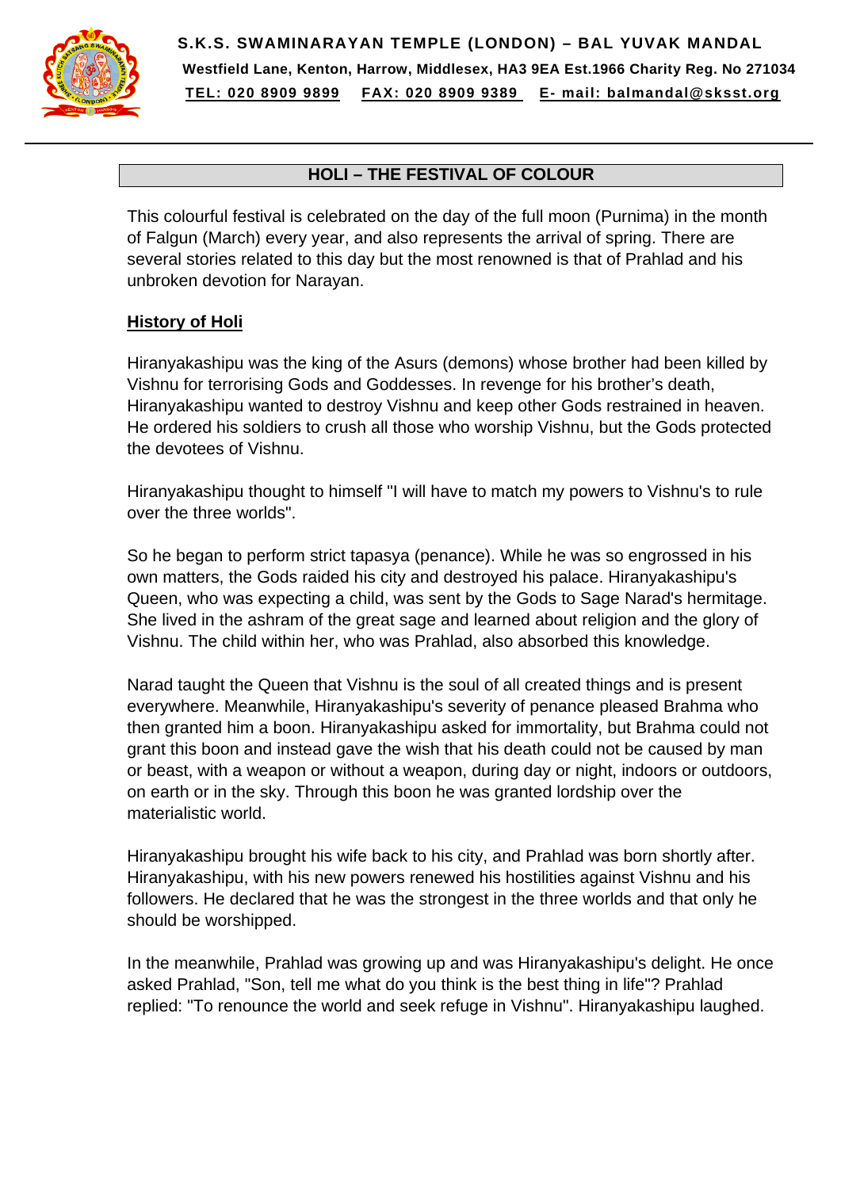**S.K.S. SWAMINARAYAN TEMPLE (LONDON) – BAL YUVAK MANDAL**

**Westfield Lane, Kenton, Harrow, Middlesex, HA3 9EA Est.1966 Charity Reg. No 271034**

**TEL: 020 8909 9899 FAX: 020 8909 9389 E- mail: balmandal@sksst.org**

---

## HOLI – THE FESTIVAL OF COLOUR

This colourful festival is celebrated on the day of the full moon (Purnima) in the month of Falgun (March) every year, and also represents the arrival of spring. There are several stories related to this day but the most renowned is that of Prahlad and his unbroken devotion for Narayan.

### History of Holi

Hiranyakashipu was the king of the Asurs (demons) whose brother had been killed by Vishnu for terrorising Gods and Goddesses. In revenge for his brother's death, Hiranyakashipu wanted to destroy Vishnu and keep other Gods restrained in heaven. He ordered his soldiers to crush all those who worship Vishnu, but the Gods protected the devotees of Vishnu.

Hiranyakashipu thought to himself "I will have to match my powers to Vishnu's to rule over the three worlds".

So he began to perform strict tapasya (penance). While he was so engrossed in his own matters, the Gods raided his city and destroyed his palace. Hiranyakashipu's Queen, who was expecting a child, was sent by the Gods to Sage Narad's hermitage. She lived in the ashram of the great sage and learned about religion and the glory of Vishnu. The child within her, who was Prahlad, also absorbed this knowledge.

Narad taught the Queen that Vishnu is the soul of all created things and is present everywhere. Meanwhile, Hiranyakashipu's severity of penance pleased Brahma who then granted him a boon. Hiranyakashipu asked for immortality, but Brahma could not grant this boon and instead gave the wish that his death could not be caused by man or beast, with a weapon or without a weapon, during day or night, indoors or outdoors, on earth or in the sky. Through this boon he was granted lordship over the materialistic world.

Hiranyakashipu brought his wife back to his city, and Prahlad was born shortly after. Hiranyakashipu, with his new powers renewed his hostilities against Vishnu and his followers. He declared that he was the strongest in the three worlds and that only he should be worshipped.

In the meanwhile, Prahlad was growing up and was Hiranyakashipu's delight. He once asked Prahlad, "Son, tell me what do you think is the best thing in life"? Prahlad replied: "To renounce the world and seek refuge in Vishnu". Hiranyakashipu laughed.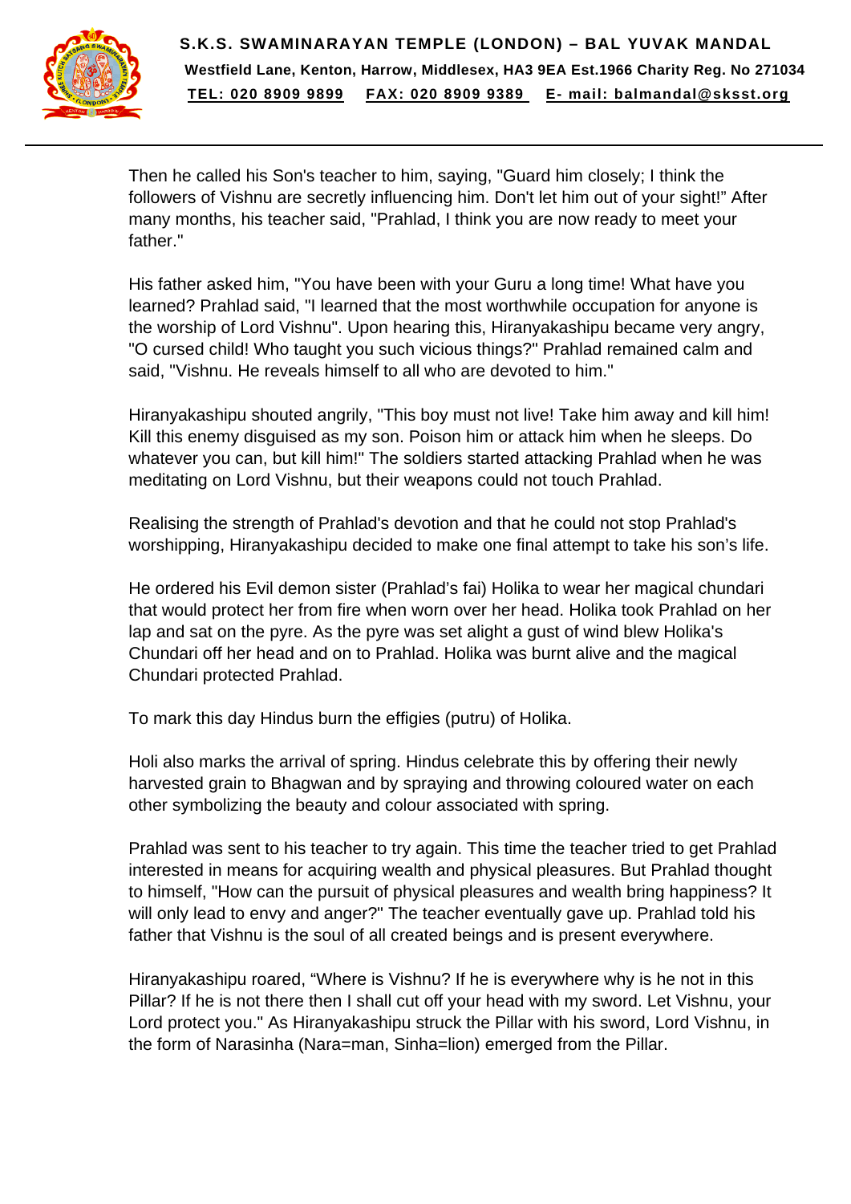Then he called his Son's teacher to him, saying, "Guard him closely; I think the followers of Vishnu are secretly influencing him. Don't let him out of your sight!" After many months, his teacher said, "Prahlad, I think you are now ready to meet your father."

His father asked him, "You have been with your Guru a long time! What have you learned? Prahlad said, "I learned that the most worthwhile occupation for anyone is the worship of Lord Vishnu". Upon hearing this, Hiranyakashipu became very angry, "O cursed child! Who taught you such vicious things?" Prahlad remained calm and said, "Vishnu. He reveals himself to all who are devoted to him."

Hiranyakashipu shouted angrily, "This boy must not live! Take him away and kill him! Kill this enemy disguised as my son. Poison him or attack him when he sleeps. Do whatever you can, but kill him!" The soldiers started attacking Prahlad when he was meditating on Lord Vishnu, but their weapons could not touch Prahlad.

Realising the strength of Prahlad's devotion and that he could not stop Prahlad's worshipping, Hiranyakashipu decided to make one final attempt to take his son's life.

He ordered his Evil demon sister (Prahlad's fai) Holika to wear her magical chundari that would protect her from fire when worn over her head. Holika took Prahlad on her lap and sat on the pyre. As the pyre was set alight a gust of wind blew Holika's Chundari off her head and on to Prahlad. Holika was burnt alive and the magical Chundari protected Prahlad.

To mark this day Hindus burn the effigies (putru) of Holika.

Holi also marks the arrival of spring. Hindus celebrate this by offering their newly harvested grain to Bhagwan and by spraying and throwing coloured water on each other symbolizing the beauty and colour associated with spring.

Prahlad was sent to his teacher to try again. This time the teacher tried to get Prahlad interested in means for acquiring wealth and physical pleasures. But Prahlad thought to himself, "How can the pursuit of physical pleasures and wealth bring happiness? It will only lead to envy and anger?" The teacher eventually gave up. Prahlad told his father that Vishnu is the soul of all created beings and is present everywhere.

Hiranyakashipu roared, "Where is Vishnu? If he is everywhere why is he not in this Pillar? If he is not there then I shall cut off your head with my sword. Let Vishnu, your Lord protect you." As Hiranyakashipu struck the Pillar with his sword, Lord Vishnu, in the form of Narasinha (Nara=man, Sinha=lion) emerged from the Pillar.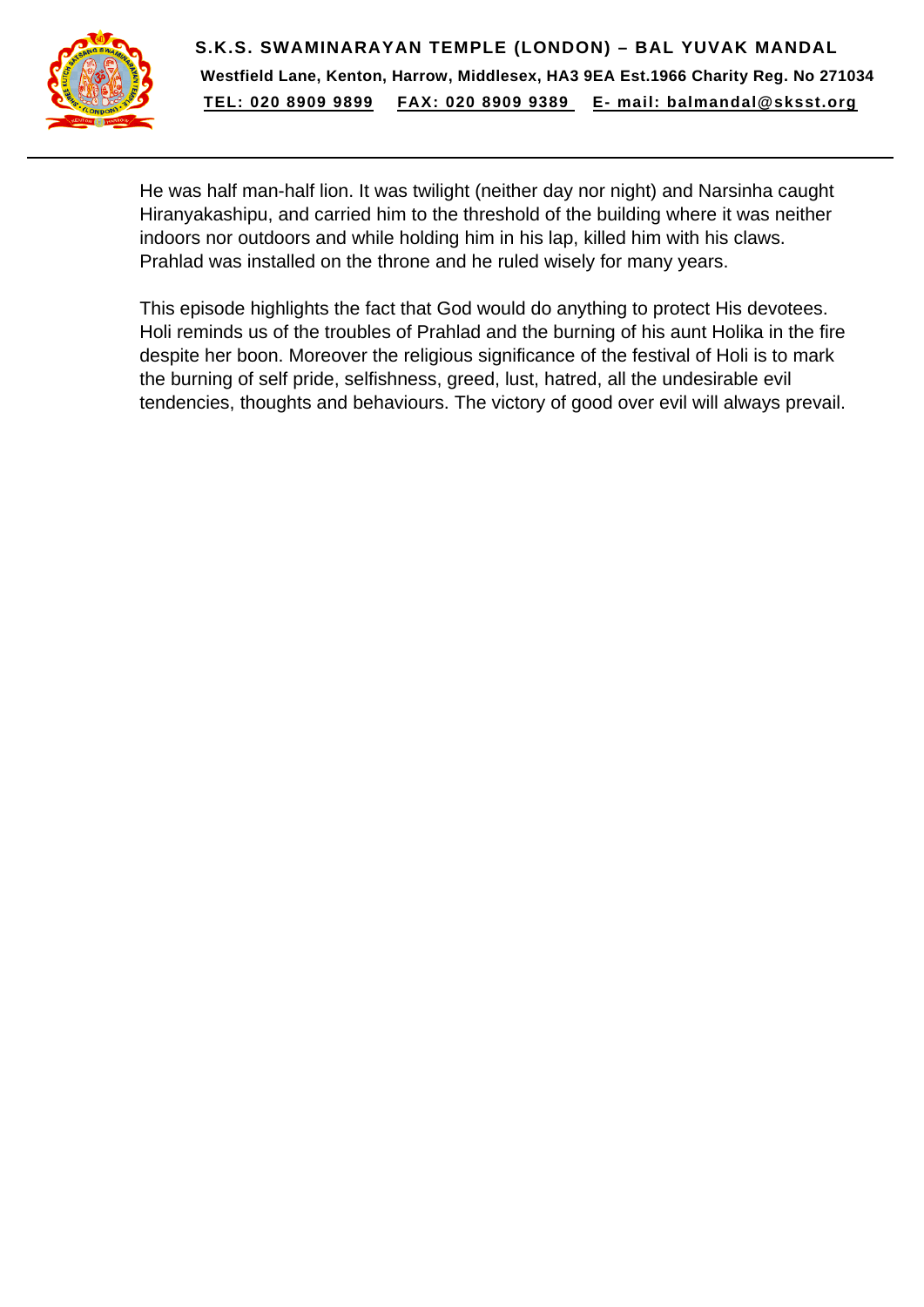He was half man-half lion. It was twilight (neither day nor night) and Narsinha caught Hiranyakashipu, and carried him to the threshold of the building where it was neither indoors nor outdoors and while holding him in his lap, killed him with his claws. Prahlad was installed on the throne and he ruled wisely for many years.

This episode highlights the fact that God would do anything to protect His devotees. Holi reminds us of the troubles of Prahlad and the burning of his aunt Holika in the fire despite her boon. Moreover the religious significance of the festival of Holi is to mark the burning of self pride, selfishness, greed, lust, hatred, all the undesirable evil tendencies, thoughts and behaviours. The victory of good over evil will always prevail.